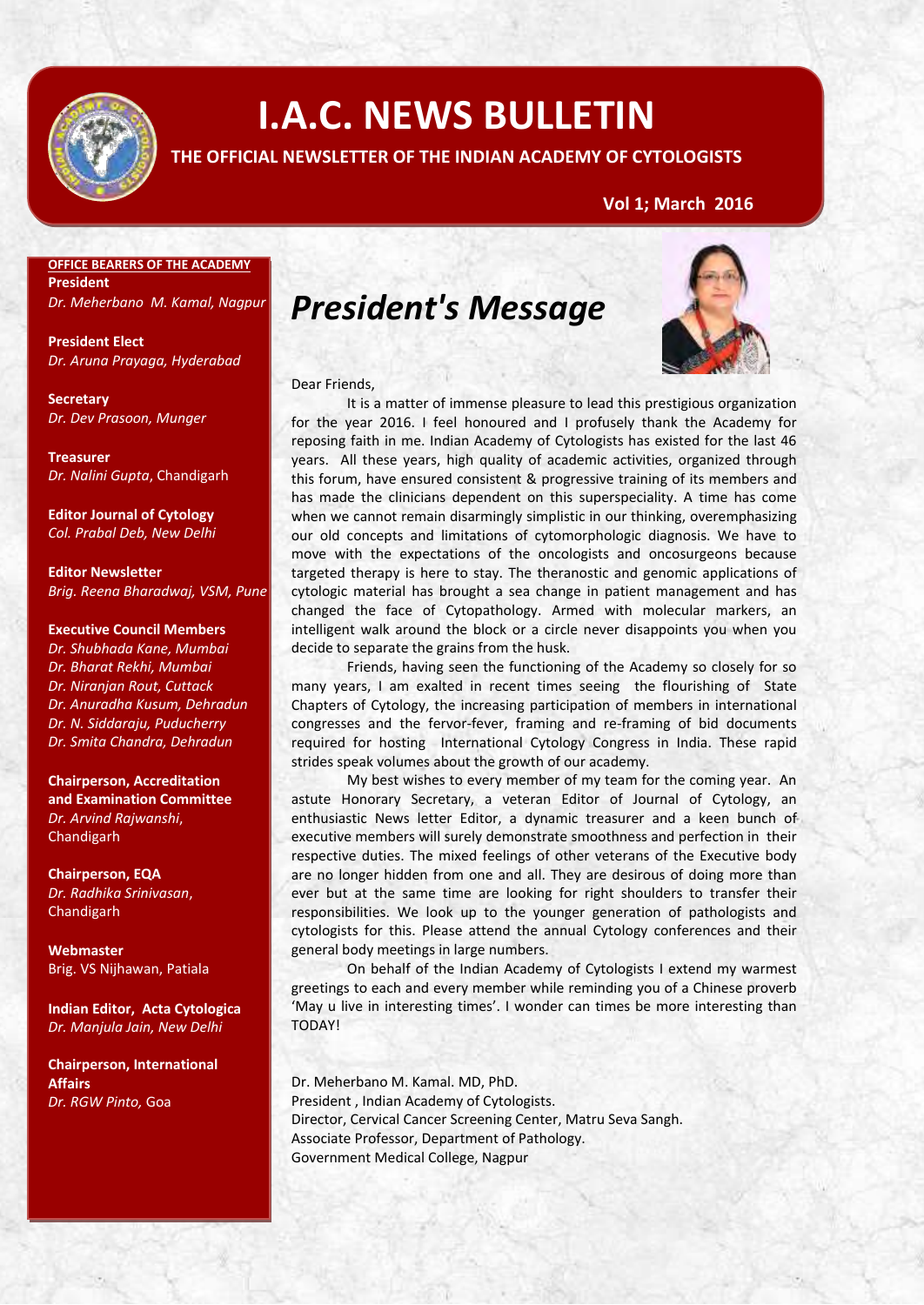# I.A.C. NEWS BULLETIN

**THE OFFICIAL NEWSLETTER OF THE INDIAN ACADEMY OF CYTOLOGISTS**

**Vol 1; March 2016**

**OFFICE BEARERS OF THE ACADEMY**

**President**
*Dr. Meherbano M. Kamal, Nagpur*

**President Elect**
*Dr. Aruna Prayaga, Hyderabad*

**Secretary**
*Dr. Dev Prasoon, Munger*

**Treasurer**
*Dr. Nalini Gupta*, Chandigarh

**Editor Journal of Cytology**
*Col. Prabal Deb, New Delhi*

**Editor Newsletter**
*Brig. Reena Bharadwaj, VSM, Pune*

**Executive Council Members**
*Dr. Shubhada Kane, Mumbai*
*Dr. Bharat Rekhi, Mumbai*
*Dr. Niranjan Rout, Cuttack*
*Dr. Anuradha Kusum, Dehradun*
*Dr. N. Siddaraju, Puducherry*
*Dr. Smita Chandra, Dehradun*

**Chairperson, Accreditation and Examination Committee**
*Dr. Arvind Rajwanshi*, Chandigarh

**Chairperson, EQA**
*Dr. Radhika Srinivasan*, Chandigarh

**Webmaster**
Brig. VS Nijhawan, Patiala

**Indian Editor, Acta Cytologica**
*Dr. Manjula Jain, New Delhi*

**Chairperson, International Affairs**
*Dr. RGW Pinto,* Goa

## *President's Message*

Dear Friends,

It is a matter of immense pleasure to lead this prestigious organization for the year 2016. I feel honoured and I profusely thank the Academy for reposing faith in me. Indian Academy of Cytologists has existed for the last 46 years. All these years, high quality of academic activities, organized through this forum, have ensured consistent & progressive training of its members and has made the clinicians dependent on this superspeciality. A time has come when we cannot remain disarmingly simplistic in our thinking, overemphasizing our old concepts and limitations of cytomorphologic diagnosis. We have to move with the expectations of the oncologists and oncosurgeons because targeted therapy is here to stay. The theranostic and genomic applications of cytologic material has brought a sea change in patient management and has changed the face of Cytopathology. Armed with molecular markers, an intelligent walk around the block or a circle never disappoints you when you decide to separate the grains from the husk.

Friends, having seen the functioning of the Academy so closely for so many years, I am exalted in recent times seeing the flourishing of State Chapters of Cytology, the increasing participation of members in international congresses and the fervor-fever, framing and re-framing of bid documents required for hosting International Cytology Congress in India. These rapid strides speak volumes about the growth of our academy.

My best wishes to every member of my team for the coming year. An astute Honorary Secretary, a veteran Editor of Journal of Cytology, an enthusiastic News letter Editor, a dynamic treasurer and a keen bunch of executive members will surely demonstrate smoothness and perfection in their respective duties. The mixed feelings of other veterans of the Executive body are no longer hidden from one and all. They are desirous of doing more than ever but at the same time are looking for right shoulders to transfer their responsibilities. We look up to the younger generation of pathologists and cytologists for this. Please attend the annual Cytology conferences and their general body meetings in large numbers.

On behalf of the Indian Academy of Cytologists I extend my warmest greetings to each and every member while reminding you of a Chinese proverb 'May u live in interesting times'. I wonder can times be more interesting than TODAY!

Dr. Meherbano M. Kamal. MD, PhD.
President , Indian Academy of Cytologists.
Director, Cervical Cancer Screening Center, Matru Seva Sangh.
Associate Professor, Department of Pathology.
Government Medical College, Nagpur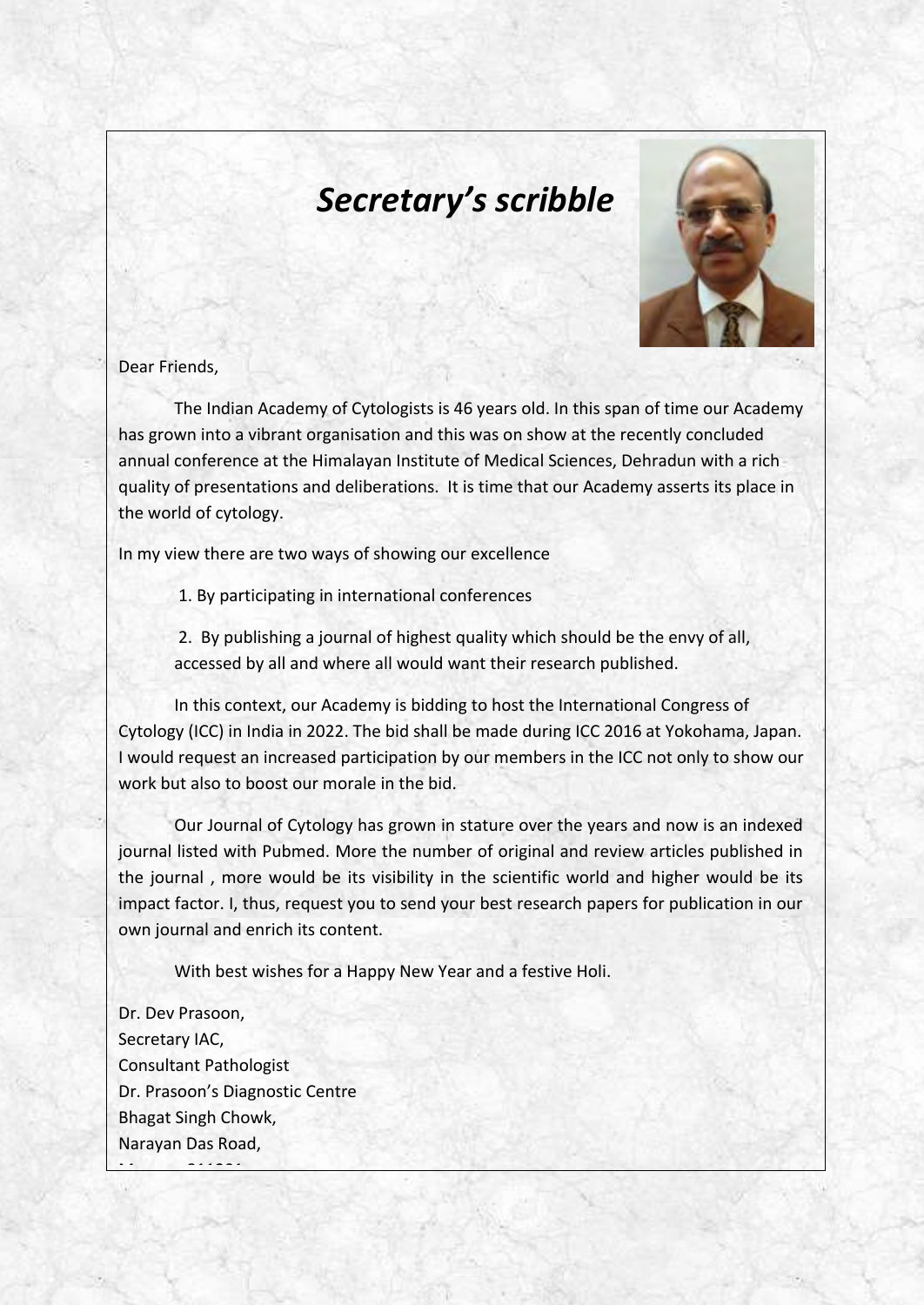# *Secretary's scribble*

Dear Friends,

The Indian Academy of Cytologists is 46 years old. In this span of time our Academy has grown into a vibrant organisation and this was on show at the recently concluded annual conference at the Himalayan Institute of Medical Sciences, Dehradun with a rich quality of presentations and deliberations. It is time that our Academy asserts its place in the world of cytology.

In my view there are two ways of showing our excellence

1. By participating in international conferences
2. By publishing a journal of highest quality which should be the envy of all, accessed by all and where all would want their research published.

In this context, our Academy is bidding to host the International Congress of Cytology (ICC) in India in 2022. The bid shall be made during ICC 2016 at Yokohama, Japan. I would request an increased participation by our members in the ICC not only to show our work but also to boost our morale in the bid.

Our Journal of Cytology has grown in stature over the years and now is an indexed journal listed with Pubmed. More the number of original and review articles published in the journal , more would be its visibility in the scientific world and higher would be its impact factor. I, thus, request you to send your best research papers for publication in our own journal and enrich its content.

With best wishes for a Happy New Year and a festive Holi.

Dr. Dev Prasoon,
Secretary IAC,
Consultant Pathologist
Dr. Prasoon's Diagnostic Centre
Bhagat Singh Chowk,
Narayan Das Road,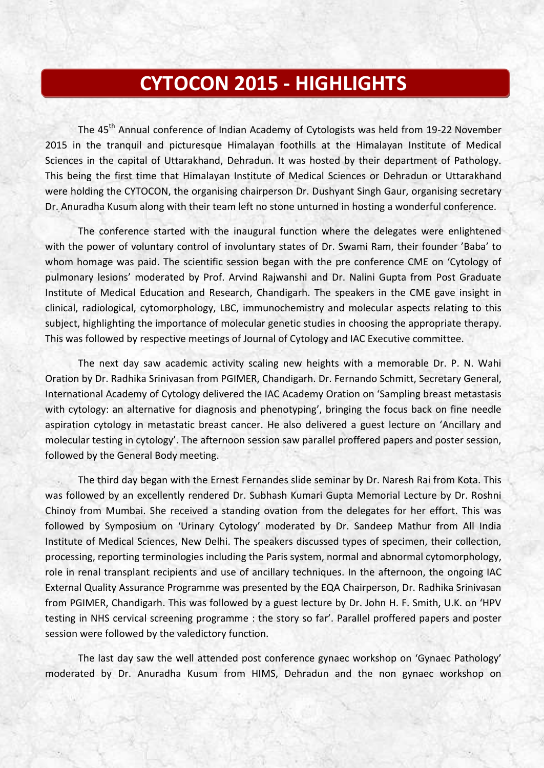# CYTOCON 2015 - HIGHLIGHTS

The 45$^{th}$ Annual conference of Indian Academy of Cytologists was held from 19-22 November 2015 in the tranquil and picturesque Himalayan foothills at the Himalayan Institute of Medical Sciences in the capital of Uttarakhand, Dehradun. It was hosted by their department of Pathology. This being the first time that Himalayan Institute of Medical Sciences or Dehradun or Uttarakhand were holding the CYTOCON, the organising chairperson Dr. Dushyant Singh Gaur, organising secretary Dr. Anuradha Kusum along with their team left no stone unturned in hosting a wonderful conference.

The conference started with the inaugural function where the delegates were enlightened with the power of voluntary control of involuntary states of Dr. Swami Ram, their founder 'Baba' to whom homage was paid. The scientific session began with the pre conference CME on 'Cytology of pulmonary lesions' moderated by Prof. Arvind Rajwanshi and Dr. Nalini Gupta from Post Graduate Institute of Medical Education and Research, Chandigarh. The speakers in the CME gave insight in clinical, radiological, cytomorphology, LBC, immunochemistry and molecular aspects relating to this subject, highlighting the importance of molecular genetic studies in choosing the appropriate therapy. This was followed by respective meetings of Journal of Cytology and IAC Executive committee.

The next day saw academic activity scaling new heights with a memorable Dr. P. N. Wahi Oration by Dr. Radhika Srinivasan from PGIMER, Chandigarh. Dr. Fernando Schmitt, Secretary General, International Academy of Cytology delivered the IAC Academy Oration on 'Sampling breast metastasis with cytology: an alternative for diagnosis and phenotyping', bringing the focus back on fine needle aspiration cytology in metastatic breast cancer. He also delivered a guest lecture on 'Ancillary and molecular testing in cytology'. The afternoon session saw parallel proffered papers and poster session, followed by the General Body meeting.

The third day began with the Ernest Fernandes slide seminar by Dr. Naresh Rai from Kota. This was followed by an excellently rendered Dr. Subhash Kumari Gupta Memorial Lecture by Dr. Roshni Chinoy from Mumbai. She received a standing ovation from the delegates for her effort. This was followed by Symposium on 'Urinary Cytology' moderated by Dr. Sandeep Mathur from All India Institute of Medical Sciences, New Delhi. The speakers discussed types of specimen, their collection, processing, reporting terminologies including the Paris system, normal and abnormal cytomorphology, role in renal transplant recipients and use of ancillary techniques. In the afternoon, the ongoing IAC External Quality Assurance Programme was presented by the EQA Chairperson, Dr. Radhika Srinivasan from PGIMER, Chandigarh. This was followed by a guest lecture by Dr. John H. F. Smith, U.K. on 'HPV testing in NHS cervical screening programme : the story so far'. Parallel proffered papers and poster session were followed by the valedictory function.

The last day saw the well attended post conference gynaec workshop on 'Gynaec Pathology' moderated by Dr. Anuradha Kusum from HIMS, Dehradun and the non gynaec workshop on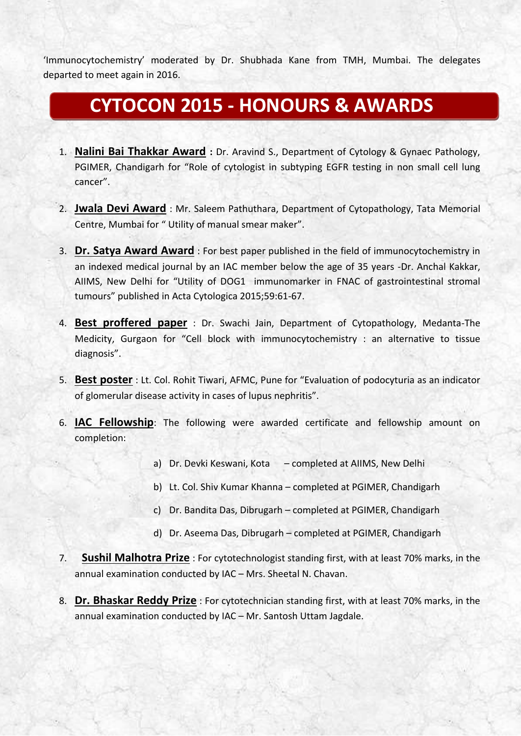'Immunocytochemistry' moderated by Dr. Shubhada Kane from TMH, Mumbai. The delegates departed to meet again in 2016.

# CYTOCON 2015 - HONOURS & AWARDS

1. **Nalini Bai Thakkar Award :** Dr. Aravind S., Department of Cytology & Gynaec Pathology, PGIMER, Chandigarh for "Role of cytologist in subtyping EGFR testing in non small cell lung cancer".

2. **Jwala Devi Award** : Mr. Saleem Pathuthara, Department of Cytopathology, Tata Memorial Centre, Mumbai for " Utility of manual smear maker".

3. **Dr. Satya Award Award** : For best paper published in the field of immunocytochemistry in an indexed medical journal by an IAC member below the age of 35 years -Dr. Anchal Kakkar, AIIMS, New Delhi for "Utility of DOG1 immunomarker in FNAC of gastrointestinal stromal tumours" published in Acta Cytologica 2015;59:61-67.

4. **Best proffered paper** : Dr. Swachi Jain, Department of Cytopathology, Medanta-The Medicity, Gurgaon for "Cell block with immunocytochemistry : an alternative to tissue diagnosis".

5. **Best poster** : Lt. Col. Rohit Tiwari, AFMC, Pune for "Evaluation of podocyturia as an indicator of glomerular disease activity in cases of lupus nephritis".

6. **IAC Fellowship**: The following were awarded certificate and fellowship amount on completion:

   a) Dr. Devki Keswani, Kota – completed at AIIMS, New Delhi

   b) Lt. Col. Shiv Kumar Khanna – completed at PGIMER, Chandigarh

   c) Dr. Bandita Das, Dibrugarh – completed at PGIMER, Chandigarh

   d) Dr. Aseema Das, Dibrugarh – completed at PGIMER, Chandigarh

7. **Sushil Malhotra Prize** : For cytotechnologist standing first, with at least 70% marks, in the annual examination conducted by IAC – Mrs. Sheetal N. Chavan.

8. **Dr. Bhaskar Reddy Prize** : For cytotechnician standing first, with at least 70% marks, in the annual examination conducted by IAC – Mr. Santosh Uttam Jagdale.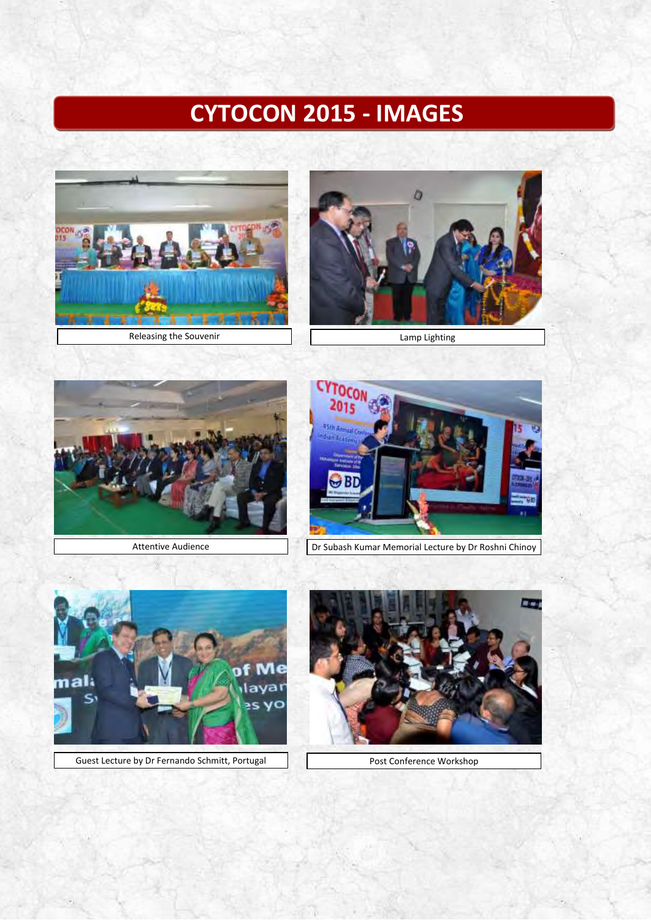# CYTOCON 2015 - IMAGES

Releasing the Souvenir

Lamp Lighting

Attentive Audience

Dr Subash Kumar Memorial Lecture by Dr Roshni Chinoy

Guest Lecture by Dr Fernando Schmitt, Portugal

Post Conference Workshop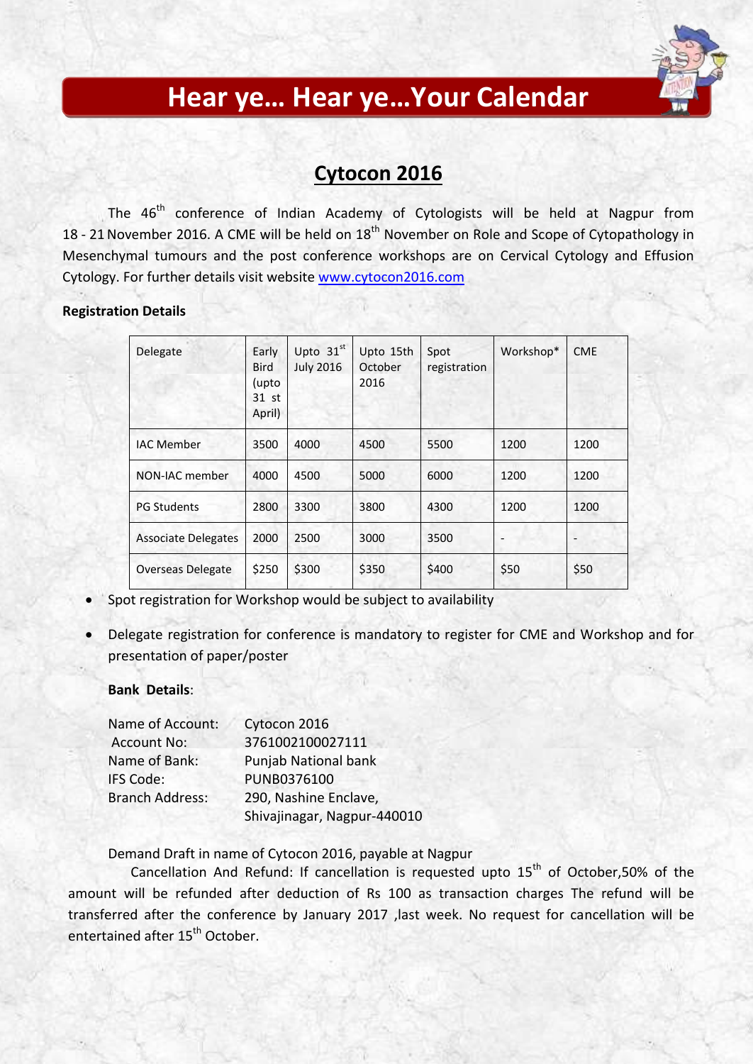# Hear ye... Hear ye...Your Calendar

## Cytocon 2016

The 46th conference of Indian Academy of Cytologists will be held at Nagpur from 18 - 21 November 2016. A CME will be held on 18th November on Role and Scope of Cytopathology in Mesenchymal tumours and the post conference workshops are on Cervical Cytology and Effusion Cytology. For further details visit website www.cytocon2016.com

**Registration Details**

| Delegate | Early Bird (upto 31 st April) | Upto 31st July 2016 | Upto 15th October 2016 | Spot registration | Workshop* | CME |
|---|---|---|---|---|---|---|
| IAC Member | 3500 | 4000 | 4500 | 5500 | 1200 | 1200 |
| NON-IAC member | 4000 | 4500 | 5000 | 6000 | 1200 | 1200 |
| PG Students | 2800 | 3300 | 3800 | 4300 | 1200 | 1200 |
| Associate Delegates | 2000 | 2500 | 3000 | 3500 | - | - |
| Overseas Delegate | $250 | $300 | $350 | $400 | $50 | $50 |

- Spot registration for Workshop would be subject to availability
- Delegate registration for conference is mandatory to register for CME and Workshop and for presentation of paper/poster

**Bank Details**:

Name of Account: Cytocon 2016
Account No: 3761002100027111
Name of Bank: Punjab National bank
IFS Code: PUNB0376100
Branch Address: 290, Nashine Enclave, Shivajinagar, Nagpur-440010

Demand Draft in name of Cytocon 2016, payable at Nagpur

Cancellation And Refund: If cancellation is requested upto 15th of October,50% of the amount will be refunded after deduction of Rs 100 as transaction charges The refund will be transferred after the conference by January 2017 ,last week. No request for cancellation will be entertained after 15th October.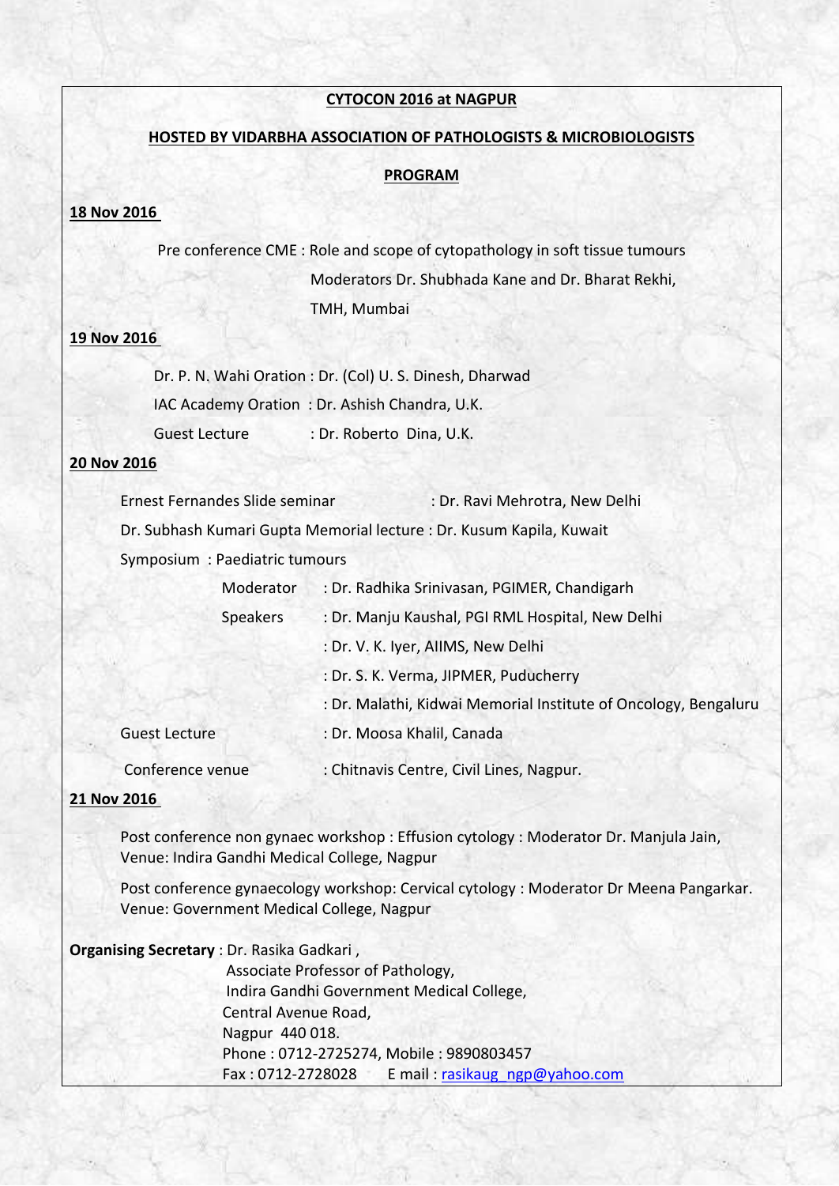## CYTOCON 2016 at NAGPUR

## HOSTED BY VIDARBHA ASSOCIATION OF PATHOLOGISTS & MICROBIOLOGISTS

## PROGRAM

**18 Nov 2016**

Pre conference CME : Role and scope of cytopathology in soft tissue tumours
Moderators Dr. Shubhada Kane and Dr. Bharat Rekhi,
TMH, Mumbai

**19 Nov 2016**

Dr. P. N. Wahi Oration : Dr. (Col) U. S. Dinesh, Dharwad

IAC Academy Oration : Dr. Ashish Chandra, U.K.

Guest Lecture : Dr. Roberto Dina, U.K.

**20 Nov 2016**

Ernest Fernandes Slide seminar : Dr. Ravi Mehrotra, New Delhi

Dr. Subhash Kumari Gupta Memorial lecture : Dr. Kusum Kapila, Kuwait

Symposium : Paediatric tumours

Moderator : Dr. Radhika Srinivasan, PGIMER, Chandigarh

Speakers : Dr. Manju Kaushal, PGI RML Hospital, New Delhi
: Dr. V. K. Iyer, AIIMS, New Delhi
: Dr. S. K. Verma, JIPMER, Puducherry
: Dr. Malathi, Kidwai Memorial Institute of Oncology, Bengaluru

Guest Lecture : Dr. Moosa Khalil, Canada

Conference venue : Chitnavis Centre, Civil Lines, Nagpur.

**21 Nov 2016**

Post conference non gynaec workshop : Effusion cytology : Moderator Dr. Manjula Jain,
Venue: Indira Gandhi Medical College, Nagpur

Post conference gynaecology workshop: Cervical cytology : Moderator Dr Meena Pangarkar.
Venue: Government Medical College, Nagpur

**Organising Secretary** : Dr. Rasika Gadkari ,
Associate Professor of Pathology,
Indira Gandhi Government Medical College,
Central Avenue Road,
Nagpur 440 018.
Phone : 0712-2725274, Mobile : 9890803457
Fax : 0712-2728028 E mail : rasikaug_ngp@yahoo.com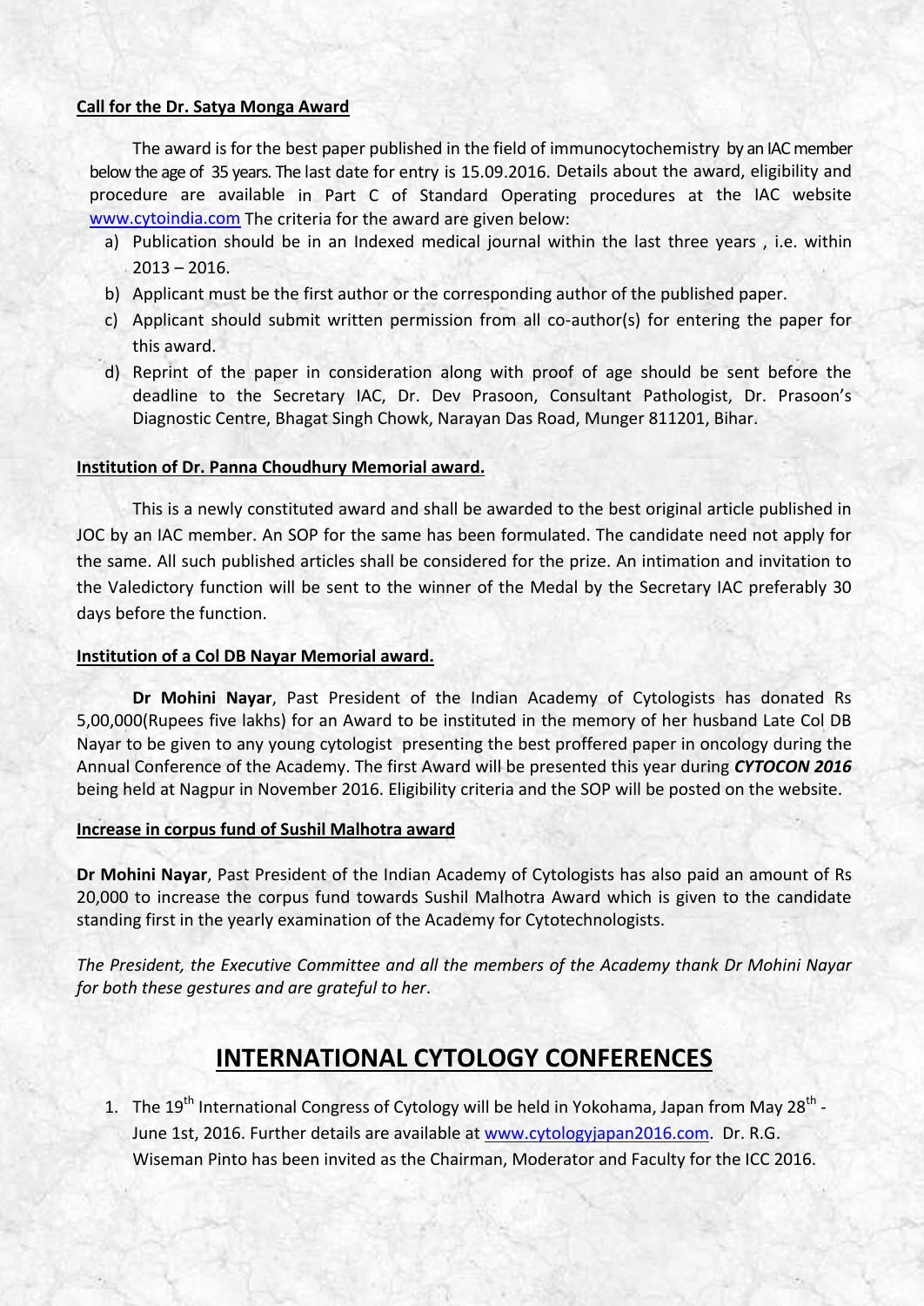**Call for the Dr. Satya Monga Award**

The award is for the best paper published in the field of immunocytochemistry by an IAC member below the age of 35 years. The last date for entry is 15.09.2016. Details about the award, eligibility and procedure are available in Part C of Standard Operating procedures at the IAC website www.cytoindia.com The criteria for the award are given below:

a) Publication should be in an Indexed medical journal within the last three years , i.e. within 2013 – 2016.
b) Applicant must be the first author or the corresponding author of the published paper.
c) Applicant should submit written permission from all co-author(s) for entering the paper for this award.
d) Reprint of the paper in consideration along with proof of age should be sent before the deadline to the Secretary IAC, Dr. Dev Prasoon, Consultant Pathologist, Dr. Prasoon's Diagnostic Centre, Bhagat Singh Chowk, Narayan Das Road, Munger 811201, Bihar.

**Institution of Dr. Panna Choudhury Memorial award.**

This is a newly constituted award and shall be awarded to the best original article published in JOC by an IAC member. An SOP for the same has been formulated. The candidate need not apply for the same. All such published articles shall be considered for the prize. An intimation and invitation to the Valedictory function will be sent to the winner of the Medal by the Secretary IAC preferably 30 days before the function.

**Institution of a Col DB Nayar Memorial award.**

**Dr Mohini Nayar**, Past President of the Indian Academy of Cytologists has donated Rs 5,00,000(Rupees five lakhs) for an Award to be instituted in the memory of her husband Late Col DB Nayar to be given to any young cytologist presenting the best proffered paper in oncology during the Annual Conference of the Academy. The first Award will be presented this year during ***CYTOCON 2016*** being held at Nagpur in November 2016. Eligibility criteria and the SOP will be posted on the website.

**Increase in corpus fund of Sushil Malhotra award**

**Dr Mohini Nayar**, Past President of the Indian Academy of Cytologists has also paid an amount of Rs 20,000 to increase the corpus fund towards Sushil Malhotra Award which is given to the candidate standing first in the yearly examination of the Academy for Cytotechnologists.

*The President, the Executive Committee and all the members of the Academy thank Dr Mohini Nayar for both these gestures and are grateful to her.*

## INTERNATIONAL CYTOLOGY CONFERENCES

1. The 19th International Congress of Cytology will be held in Yokohama, Japan from May 28th - June 1st, 2016. Further details are available at www.cytologyjapan2016.com. Dr. R.G. Wiseman Pinto has been invited as the Chairman, Moderator and Faculty for the ICC 2016.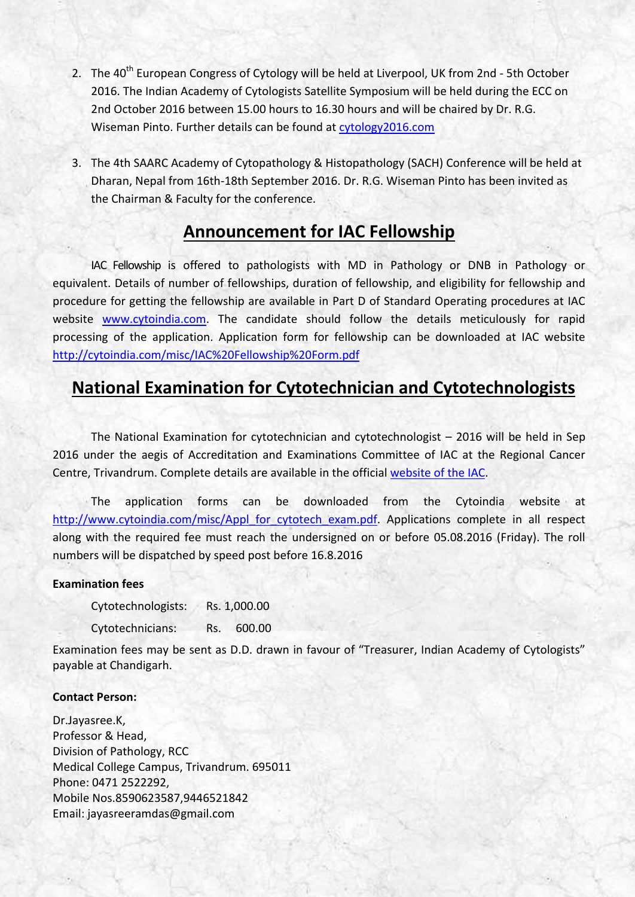2. The 40th European Congress of Cytology will be held at Liverpool, UK from 2nd - 5th October 2016. The Indian Academy of Cytologists Satellite Symposium will be held during the ECC on 2nd October 2016 between 15.00 hours to 16.30 hours and will be chaired by Dr. R.G. Wiseman Pinto. Further details can be found at cytology2016.com

3. The 4th SAARC Academy of Cytopathology & Histopathology (SACH) Conference will be held at Dharan, Nepal from 16th-18th September 2016. Dr. R.G. Wiseman Pinto has been invited as the Chairman & Faculty for the conference.

## Announcement for IAC Fellowship

IAC Fellowship is offered to pathologists with MD in Pathology or DNB in Pathology or equivalent. Details of number of fellowships, duration of fellowship, and eligibility for fellowship and procedure for getting the fellowship are available in Part D of Standard Operating procedures at IAC website www.cytoindia.com. The candidate should follow the details meticulously for rapid processing of the application. Application form for fellowship can be downloaded at IAC website http://cytoindia.com/misc/IAC%20Fellowship%20Form.pdf

## National Examination for Cytotechnician and Cytotechnologists

The National Examination for cytotechnician and cytotechnologist – 2016 will be held in Sep 2016 under the aegis of Accreditation and Examinations Committee of IAC at the Regional Cancer Centre, Trivandrum. Complete details are available in the official website of the IAC.

The application forms can be downloaded from the Cytoindia website at http://www.cytoindia.com/misc/Appl_for_cytotech_exam.pdf. Applications complete in all respect along with the required fee must reach the undersigned on or before 05.08.2016 (Friday). The roll numbers will be dispatched by speed post before 16.8.2016

**Examination fees**

Cytotechnologists: Rs. 1,000.00

Cytotechnicians: Rs. 600.00

Examination fees may be sent as D.D. drawn in favour of "Treasurer, Indian Academy of Cytologists" payable at Chandigarh.

**Contact Person:**

Dr.Jayasree.K,
Professor & Head,
Division of Pathology, RCC
Medical College Campus, Trivandrum. 695011
Phone: 0471 2522292,
Mobile Nos.8590623587,9446521842
Email: jayasreeramdas@gmail.com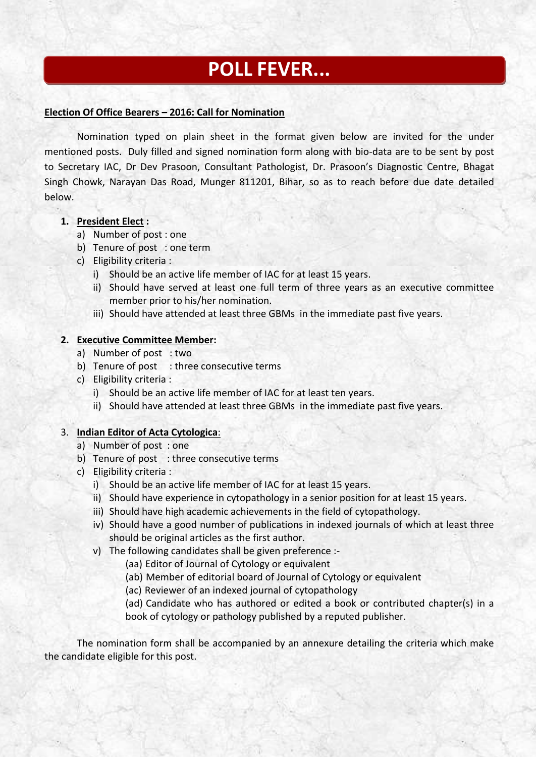# POLL FEVER...

**Election Of Office Bearers – 2016: Call for Nomination**

Nomination typed on plain sheet in the format given below are invited for the under mentioned posts. Duly filled and signed nomination form along with bio-data are to be sent by post to Secretary IAC, Dr Dev Prasoon, Consultant Pathologist, Dr. Prasoon's Diagnostic Centre, Bhagat Singh Chowk, Narayan Das Road, Munger 811201, Bihar, so as to reach before due date detailed below.

1. **President Elect :**
   a) Number of post : one
   b) Tenure of post : one term
   c) Eligibility criteria :
      i) Should be an active life member of IAC for at least 15 years.
      ii) Should have served at least one full term of three years as an executive committee member prior to his/her nomination.
      iii) Should have attended at least three GBMs in the immediate past five years.

2. **Executive Committee Member:**
   a) Number of post : two
   b) Tenure of post : three consecutive terms
   c) Eligibility criteria :
      i) Should be an active life member of IAC for at least ten years.
      ii) Should have attended at least three GBMs in the immediate past five years.

3. **Indian Editor of Acta Cytologica**:
   a) Number of post : one
   b) Tenure of post : three consecutive terms
   c) Eligibility criteria :
      i) Should be an active life member of IAC for at least 15 years.
      ii) Should have experience in cytopathology in a senior position for at least 15 years.
      iii) Should have high academic achievements in the field of cytopathology.
      iv) Should have a good number of publications in indexed journals of which at least three should be original articles as the first author.
      v) The following candidates shall be given preference :-
         (aa) Editor of Journal of Cytology or equivalent
         (ab) Member of editorial board of Journal of Cytology or equivalent
         (ac) Reviewer of an indexed journal of cytopathology
         (ad) Candidate who has authored or edited a book or contributed chapter(s) in a book of cytology or pathology published by a reputed publisher.

The nomination form shall be accompanied by an annexure detailing the criteria which make the candidate eligible for this post.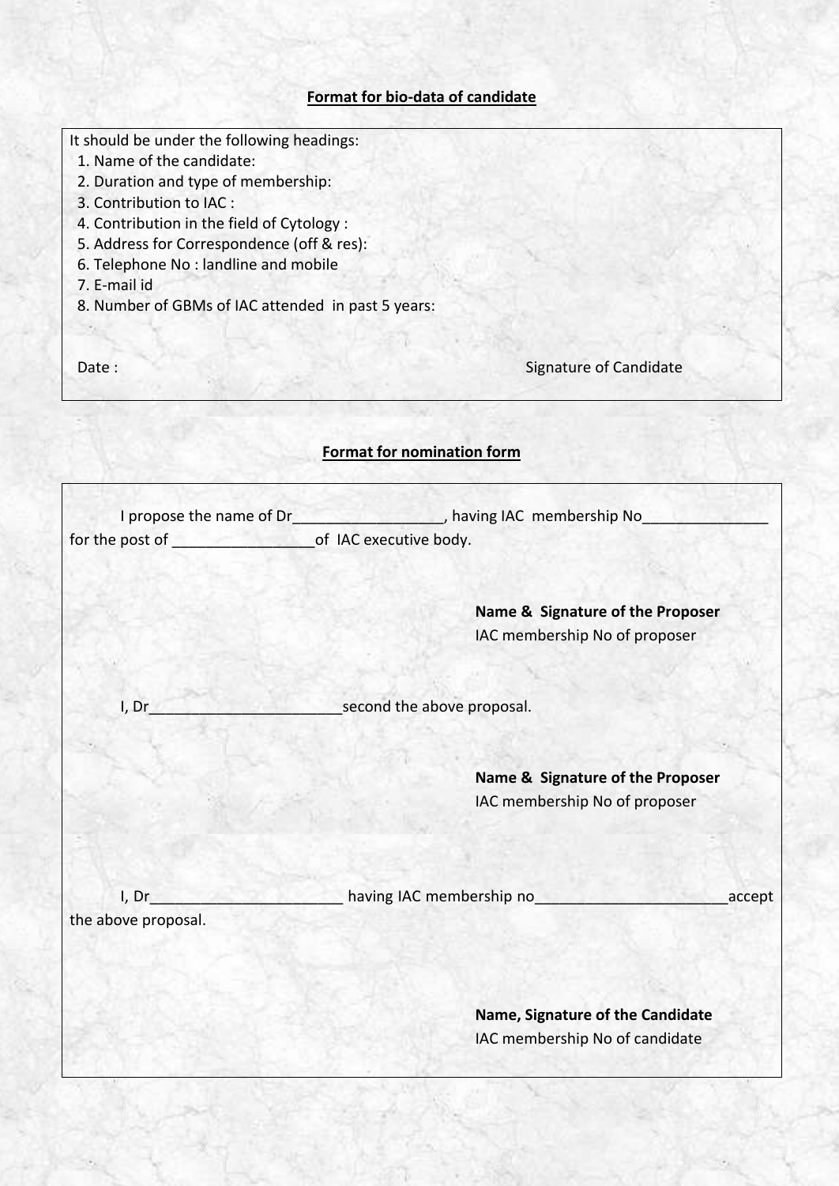## **Format for bio-data of candidate**

It should be under the following headings:

1. Name of the candidate:
2. Duration and type of membership:
3. Contribution to IAC :
4. Contribution in the field of Cytology :
5. Address for Correspondence (off & res):
6. Telephone No : landline and mobile
7. E-mail id
8. Number of GBMs of IAC attended in past 5 years:

Date :

Signature of Candidate

## **Format for nomination form**

I propose the name of Dr__________________, having IAC membership No_______________ for the post of ________________of IAC executive body.

**Name & Signature of the Proposer**
IAC membership No of proposer

I, Dr_______________________second the above proposal.

**Name & Signature of the Proposer**
IAC membership No of proposer

I, Dr_______________________ having IAC membership no_______________________accept the above proposal.

**Name, Signature of the Candidate**
IAC membership No of candidate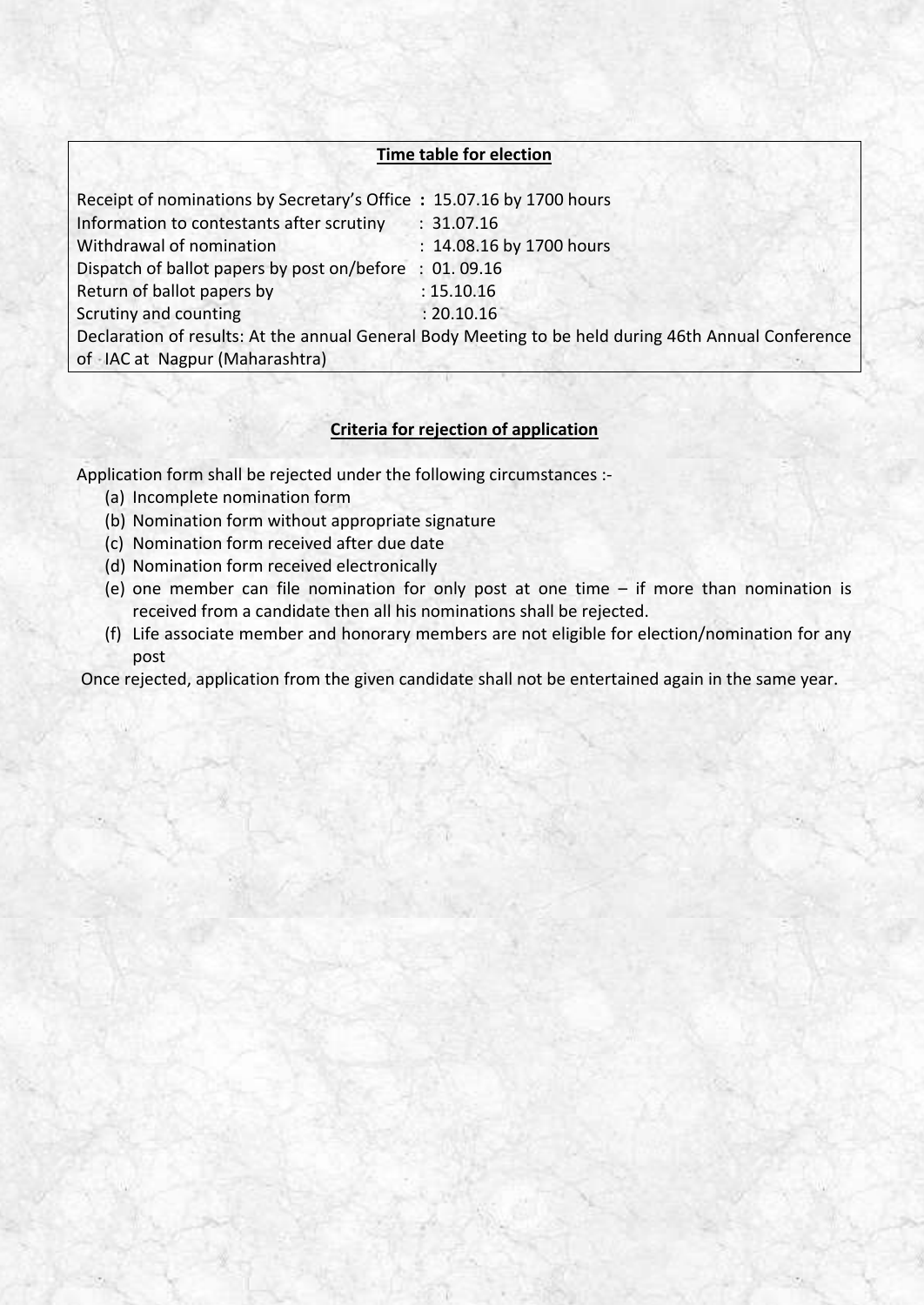## Time table for election

| | |
|---|---|
| Receipt of nominations by Secretary's Office | : 15.07.16 by 1700 hours |
| Information to contestants after scrutiny | : 31.07.16 |
| Withdrawal of nomination | : 14.08.16 by 1700 hours |
| Dispatch of ballot papers by post on/before | : 01. 09.16 |
| Return of ballot papers by | : 15.10.16 |
| Scrutiny and counting | : 20.10.16 |

Declaration of results: At the annual General Body Meeting to be held during 46th Annual Conference of IAC at Nagpur (Maharashtra)

## Criteria for rejection of application

Application form shall be rejected under the following circumstances :-

(a) Incomplete nomination form
(b) Nomination form without appropriate signature
(c) Nomination form received after due date
(d) Nomination form received electronically
(e) one member can file nomination for only post at one time – if more than nomination is received from a candidate then all his nominations shall be rejected.
(f) Life associate member and honorary members are not eligible for election/nomination for any post

Once rejected, application from the given candidate shall not be entertained again in the same year.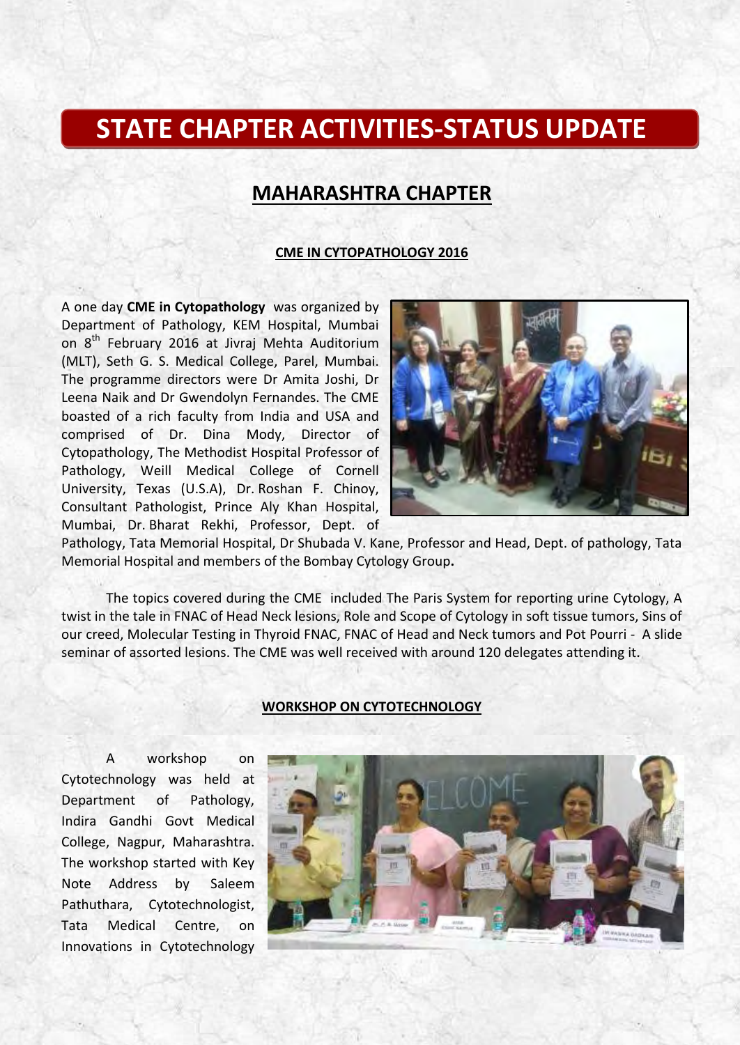# STATE CHAPTER ACTIVITIES-STATUS UPDATE

## MAHARASHTRA CHAPTER

### CME IN CYTOPATHOLOGY 2016

A one day **CME in Cytopathology** was organized by Department of Pathology, KEM Hospital, Mumbai on 8th February 2016 at Jivraj Mehta Auditorium (MLT), Seth G. S. Medical College, Parel, Mumbai. The programme directors were Dr Amita Joshi, Dr Leena Naik and Dr Gwendolyn Fernandes. The CME boasted of a rich faculty from India and USA and comprised of Dr. Dina Mody, Director of Cytopathology, The Methodist Hospital Professor of Pathology, Weill Medical College of Cornell University, Texas (U.S.A), Dr. Roshan F. Chinoy, Consultant Pathologist, Prince Aly Khan Hospital, Mumbai, Dr. Bharat Rekhi, Professor, Dept. of Pathology, Tata Memorial Hospital, Dr Shubada V. Kane, Professor and Head, Dept. of pathology, Tata Memorial Hospital and members of the Bombay Cytology Group**.**

The topics covered during the CME included The Paris System for reporting urine Cytology, A twist in the tale in FNAC of Head Neck lesions, Role and Scope of Cytology in soft tissue tumors, Sins of our creed, Molecular Testing in Thyroid FNAC, FNAC of Head and Neck tumors and Pot Pourri - A slide seminar of assorted lesions. The CME was well received with around 120 delegates attending it.

### WORKSHOP ON CYTOTECHNOLOGY

A workshop on Cytotechnology was held at Department of Pathology, Indira Gandhi Govt Medical College, Nagpur, Maharashtra. The workshop started with Key Note Address by Saleem Pathuthara, Cytotechnologist, Tata Medical Centre, on Innovations in Cytotechnology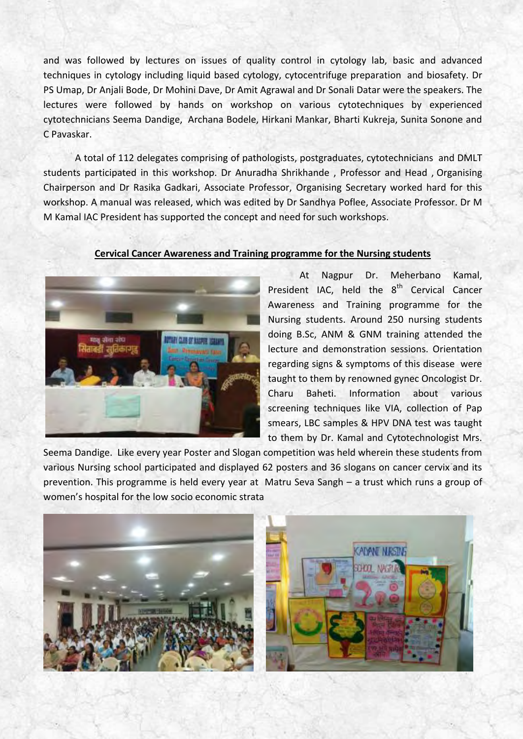and was followed by lectures on issues of quality control in cytology lab, basic and advanced techniques in cytology including liquid based cytology, cytocentrifuge preparation and biosafety. Dr PS Umap, Dr Anjali Bode, Dr Mohini Dave, Dr Amit Agrawal and Dr Sonali Datar were the speakers. The lectures were followed by hands on workshop on various cytotechniques by experienced cytotechnicians Seema Dandige, Archana Bodele, Hirkani Mankar, Bharti Kukreja, Sunita Sonone and C Pavaskar.

A total of 112 delegates comprising of pathologists, postgraduates, cytotechnicians and DMLT students participated in this workshop. Dr Anuradha Shrikhande , Professor and Head , Organising Chairperson and Dr Rasika Gadkari, Associate Professor, Organising Secretary worked hard for this workshop. A manual was released, which was edited by Dr Sandhya Poflee, Associate Professor. Dr M M Kamal IAC President has supported the concept and need for such workshops.

## Cervical Cancer Awareness and Training programme for the Nursing students

At Nagpur Dr. Meherbano Kamal, President IAC, held the 8th Cervical Cancer Awareness and Training programme for the Nursing students. Around 250 nursing students doing B.Sc, ANM & GNM training attended the lecture and demonstration sessions. Orientation regarding signs & symptoms of this disease were taught to them by renowned gynec Oncologist Dr. Charu Baheti. Information about various screening techniques like VIA, collection of Pap smears, LBC samples & HPV DNA test was taught to them by Dr. Kamal and Cytotechnologist Mrs. Seema Dandige. Like every year Poster and Slogan competition was held wherein these students from various Nursing school participated and displayed 62 posters and 36 slogans on cancer cervix and its prevention. This programme is held every year at Matru Seva Sangh – a trust which runs a group of women's hospital for the low socio economic strata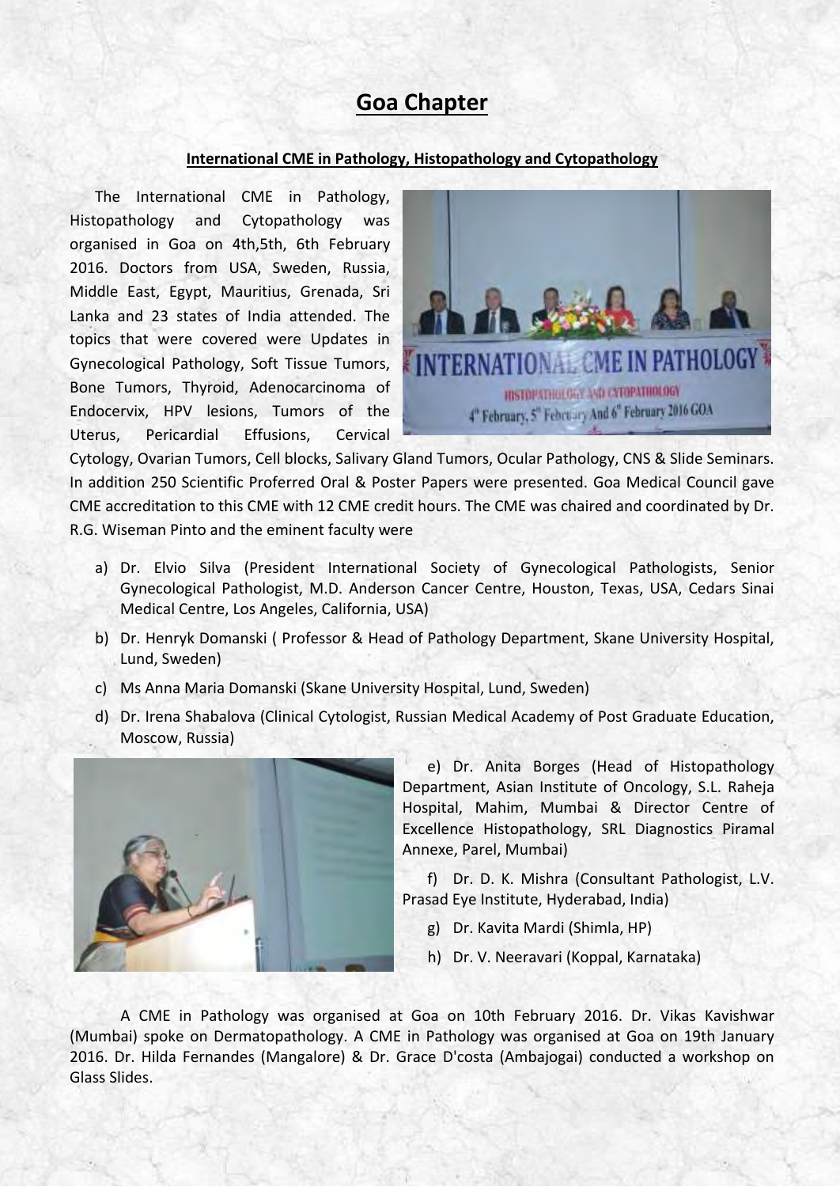# Goa Chapter

## International CME in Pathology, Histopathology and Cytopathology

The International CME in Pathology, Histopathology and Cytopathology was organised in Goa on 4th,5th, 6th February 2016. Doctors from USA, Sweden, Russia, Middle East, Egypt, Mauritius, Grenada, Sri Lanka and 23 states of India attended. The topics that were covered were Updates in Gynecological Pathology, Soft Tissue Tumors, Bone Tumors, Thyroid, Adenocarcinoma of Endocervix, HPV lesions, Tumors of the Uterus, Pericardial Effusions, Cervical Cytology, Ovarian Tumors, Cell blocks, Salivary Gland Tumors, Ocular Pathology, CNS & Slide Seminars. In addition 250 Scientific Proferred Oral & Poster Papers were presented. Goa Medical Council gave CME accreditation to this CME with 12 CME credit hours. The CME was chaired and coordinated by Dr. R.G. Wiseman Pinto and the eminent faculty were

a) Dr. Elvio Silva (President International Society of Gynecological Pathologists, Senior Gynecological Pathologist, M.D. Anderson Cancer Centre, Houston, Texas, USA, Cedars Sinai Medical Centre, Los Angeles, California, USA)

b) Dr. Henryk Domanski ( Professor & Head of Pathology Department, Skane University Hospital, Lund, Sweden)

c) Ms Anna Maria Domanski (Skane University Hospital, Lund, Sweden)

d) Dr. Irena Shabalova (Clinical Cytologist, Russian Medical Academy of Post Graduate Education, Moscow, Russia)

e) Dr. Anita Borges (Head of Histopathology Department, Asian Institute of Oncology, S.L. Raheja Hospital, Mahim, Mumbai & Director Centre of Excellence Histopathology, SRL Diagnostics Piramal Annexe, Parel, Mumbai)

f) Dr. D. K. Mishra (Consultant Pathologist, L.V. Prasad Eye Institute, Hyderabad, India)

g) Dr. Kavita Mardi (Shimla, HP)

h) Dr. V. Neeravari (Koppal, Karnataka)

A CME in Pathology was organised at Goa on 10th February 2016. Dr. Vikas Kavishwar (Mumbai) spoke on Dermatopathology. A CME in Pathology was organised at Goa on 19th January 2016. Dr. Hilda Fernandes (Mangalore) & Dr. Grace D'costa (Ambajogai) conducted a workshop on Glass Slides.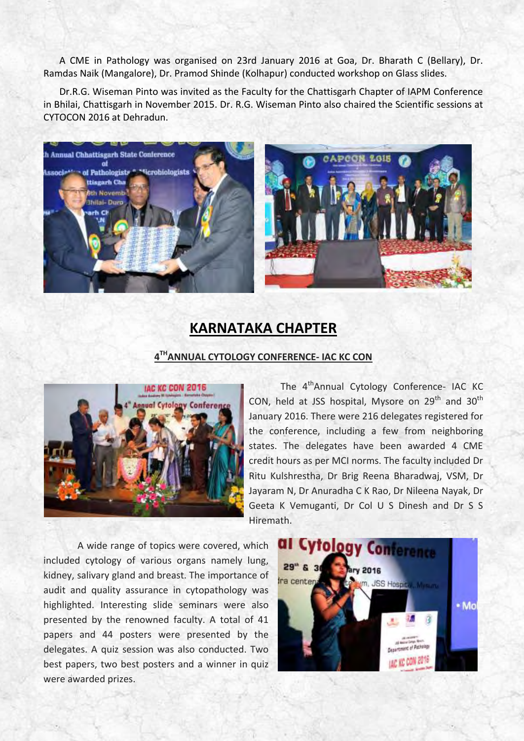A CME in Pathology was organised on 23rd January 2016 at Goa, Dr. Bharath C (Bellary), Dr. Ramdas Naik (Mangalore), Dr. Pramod Shinde (Kolhapur) conducted workshop on Glass slides.

Dr.R.G. Wiseman Pinto was invited as the Faculty for the Chattisgarh Chapter of IAPM Conference in Bhilai, Chattisgarh in November 2015. Dr. R.G. Wiseman Pinto also chaired the Scientific sessions at CYTOCON 2016 at Dehradun.

## KARNATAKA CHAPTER

### 4TH ANNUAL CYTOLOGY CONFERENCE- IAC KC CON

The 4th Annual Cytology Conference- IAC KC CON, held at JSS hospital, Mysore on 29th and 30th January 2016. There were 216 delegates registered for the conference, including a few from neighboring states. The delegates have been awarded 4 CME credit hours as per MCI norms. The faculty included Dr Ritu Kulshrestha, Dr Brig Reena Bharadwaj, VSM, Dr Jayaram N, Dr Anuradha C K Rao, Dr Nileena Nayak, Dr Geeta K Vemuganti, Dr Col U S Dinesh and Dr S S Hiremath.

A wide range of topics were covered, which included cytology of various organs namely lung, kidney, salivary gland and breast. The importance of audit and quality assurance in cytopathology was highlighted. Interesting slide seminars were also presented by the renowned faculty. A total of 41 papers and 44 posters were presented by the delegates. A quiz session was also conducted. Two best papers, two best posters and a winner in quiz were awarded prizes.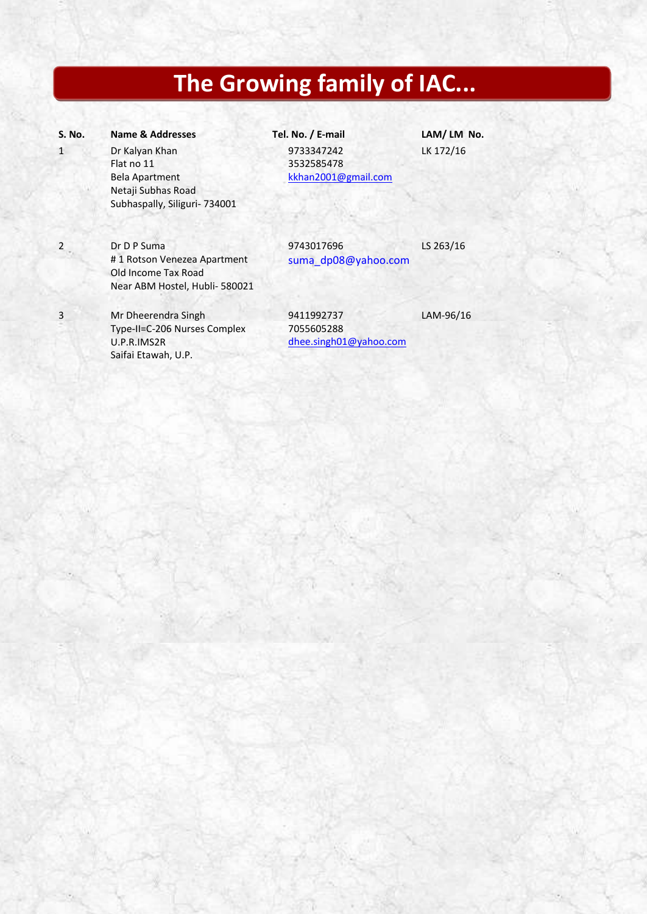# The Growing family of IAC...

| S. No. | Name & Addresses | Tel. No. / E-mail | LAM/ LM No. |
|---|---|---|---|
| 1 | Dr Kalyan Khan<br>Flat no 11<br>Bela Apartment<br>Netaji Subhas Road<br>Subhaspally, Siliguri- 734001 | 9733347242<br>3532585478<br>kkhan2001@gmail.com | LK 172/16 |
| 2 | Dr D P Suma<br># 1 Rotson Venezea Apartment<br>Old Income Tax Road<br>Near ABM Hostel, Hubli- 580021 | 9743017696<br>suma_dp08@yahoo.com | LS 263/16 |
| 3 | Mr Dheerendra Singh<br>Type-II=C-206 Nurses Complex<br>U.P.R.IMS2R<br>Saifai Etawah, U.P. | 9411992737<br>7055605288<br>dhee.singh01@yahoo.com | LAM-96/16 |